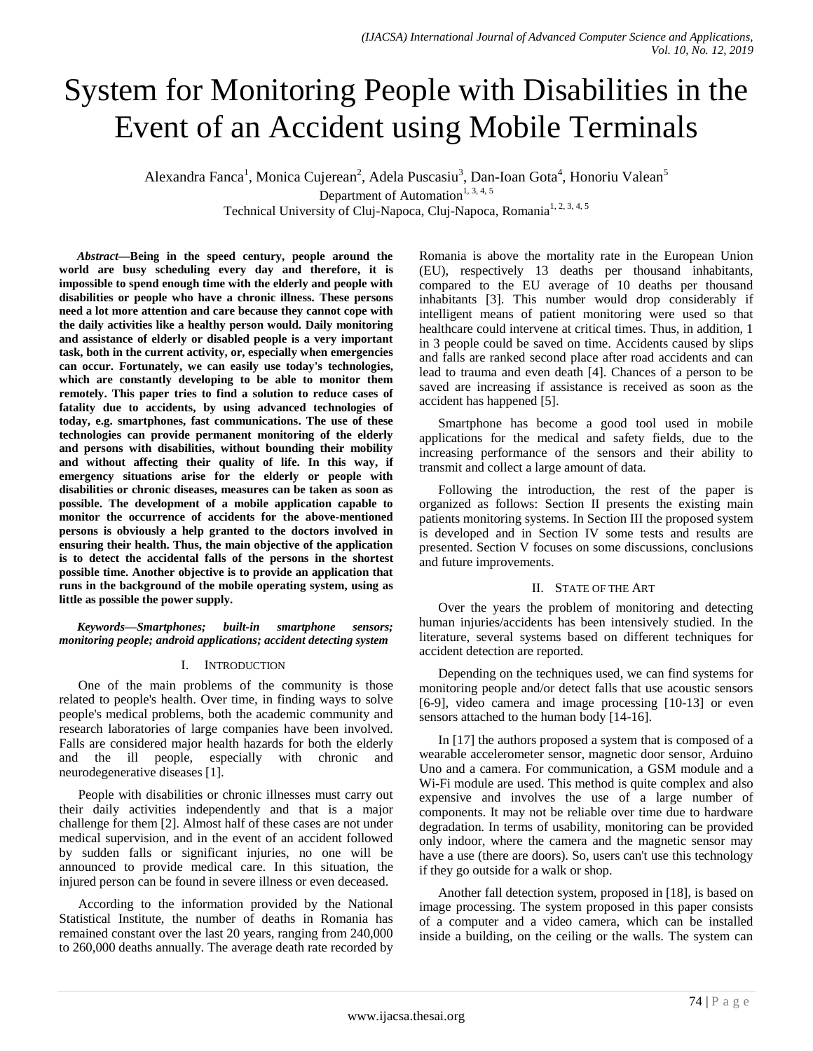# System for Monitoring People with Disabilities in the Event of an Accident using Mobile Terminals

Alexandra Fanca[1], Monica Cujerean[2], Adela Puscasiu[3], Dan-Ioan Gota[4], Honoriu Valean[5]

Department of Automation[1, 3, 4, 5]

Technical University of Cluj-Napoca, Cluj-Napoca, Romania[1, 2, 3, 4, 5]

***Abstract*—Being in the speed century, people around the world are busy scheduling every day and therefore, it is impossible to spend enough time with the elderly and people with disabilities or people who have a chronic illness. These persons need a lot more attention and care because they cannot cope with the daily activities like a healthy person would. Daily monitoring and assistance of elderly or disabled people is a very important task, both in the current activity, or, especially when emergencies can occur. Fortunately, we can easily use today's technologies, which are constantly developing to be able to monitor them remotely. This paper tries to find a solution to reduce cases of fatality due to accidents, by using advanced technologies of today, e.g. smartphones, fast communications. The use of these technologies can provide permanent monitoring of the elderly and persons with disabilities, without bounding their mobility and without affecting their quality of life. In this way, if emergency situations arise for the elderly or people with disabilities or chronic diseases, measures can be taken as soon as possible. The development of a mobile application capable to monitor the occurrence of accidents for the above-mentioned persons is obviously a help granted to the doctors involved in ensuring their health. Thus, the main objective of the application is to detect the accidental falls of the persons in the shortest possible time. Another objective is to provide an application that runs in the background of the mobile operating system, using as little as possible the power supply.**

***Keywords*—Smartphones; built-in smartphone sensors; monitoring people; android applications; accident detecting system**

## I. Introduction

One of the main problems of the community is those related to people's health. Over time, in finding ways to solve people's medical problems, both the academic community and research laboratories of large companies have been involved. Falls are considered major health hazards for both the elderly and the ill people, especially with chronic and neurodegenerative diseases [1].

People with disabilities or chronic illnesses must carry out their daily activities independently and that is a major challenge for them [2]. Almost half of these cases are not under medical supervision, and in the event of an accident followed by sudden falls or significant injuries, no one will be announced to provide medical care. In this situation, the injured person can be found in severe illness or even deceased.

According to the information provided by the National Statistical Institute, the number of deaths in Romania has remained constant over the last 20 years, ranging from 240,000 to 260,000 deaths annually. The average death rate recorded by Romania is above the mortality rate in the European Union (EU), respectively 13 deaths per thousand inhabitants, compared to the EU average of 10 deaths per thousand inhabitants [3]. This number would drop considerably if intelligent means of patient monitoring were used so that healthcare could intervene at critical times. Thus, in addition, 1 in 3 people could be saved on time. Accidents caused by slips and falls are ranked second place after road accidents and can lead to trauma and even death [4]. Chances of a person to be saved are increasing if assistance is received as soon as the accident has happened [5].

Smartphone has become a good tool used in mobile applications for the medical and safety fields, due to the increasing performance of the sensors and their ability to transmit and collect a large amount of data.

Following the introduction, the rest of the paper is organized as follows: Section II presents the existing main patients monitoring systems. In Section III the proposed system is developed and in Section IV some tests and results are presented. Section V focuses on some discussions, conclusions and future improvements.

## II. State of the Art

Over the years the problem of monitoring and detecting human injuries/accidents has been intensively studied. In the literature, several systems based on different techniques for accident detection are reported.

Depending on the techniques used, we can find systems for monitoring people and/or detect falls that use acoustic sensors [6-9], video camera and image processing [10-13] or even sensors attached to the human body [14-16].

In [17] the authors proposed a system that is composed of a wearable accelerometer sensor, magnetic door sensor, Arduino Uno and a camera. For communication, a GSM module and a Wi-Fi module are used. This method is quite complex and also expensive and involves the use of a large number of components. It may not be reliable over time due to hardware degradation. In terms of usability, monitoring can be provided only indoor, where the camera and the magnetic sensor may have a use (there are doors). So, users can't use this technology if they go outside for a walk or shop.

Another fall detection system, proposed in [18], is based on image processing. The system proposed in this paper consists of a computer and a video camera, which can be installed inside a building, on the ceiling or the walls. The system can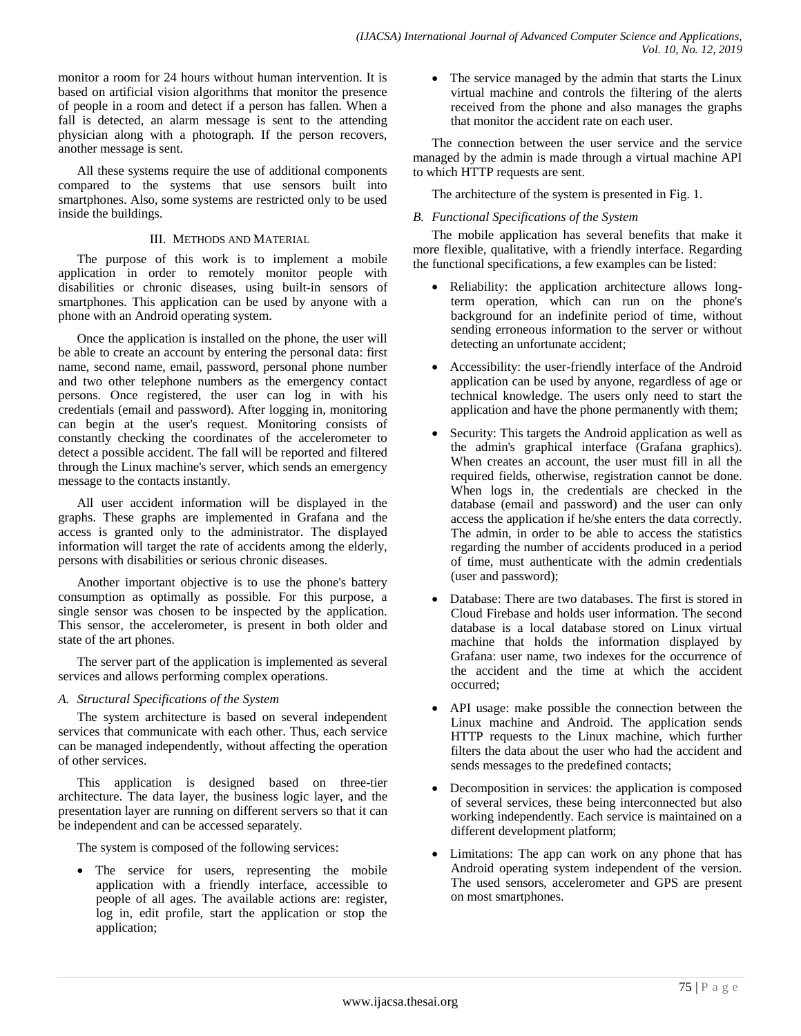monitor a room for 24 hours without human intervention. It is based on artificial vision algorithms that monitor the presence of people in a room and detect if a person has fallen. When a fall is detected, an alarm message is sent to the attending physician along with a photograph. If the person recovers, another message is sent.

All these systems require the use of additional components compared to the systems that use sensors built into smartphones. Also, some systems are restricted only to be used inside the buildings.

## III. Methods and Material

The purpose of this work is to implement a mobile application in order to remotely monitor people with disabilities or chronic diseases, using built-in sensors of smartphones. This application can be used by anyone with a phone with an Android operating system.

Once the application is installed on the phone, the user will be able to create an account by entering the personal data: first name, second name, email, password, personal phone number and two other telephone numbers as the emergency contact persons. Once registered, the user can log in with his credentials (email and password). After logging in, monitoring can begin at the user's request. Monitoring consists of constantly checking the coordinates of the accelerometer to detect a possible accident. The fall will be reported and filtered through the Linux machine's server, which sends an emergency message to the contacts instantly.

All user accident information will be displayed in the graphs. These graphs are implemented in Grafana and the access is granted only to the administrator. The displayed information will target the rate of accidents among the elderly, persons with disabilities or serious chronic diseases.

Another important objective is to use the phone's battery consumption as optimally as possible. For this purpose, a single sensor was chosen to be inspected by the application. This sensor, the accelerometer, is present in both older and state of the art phones.

The server part of the application is implemented as several services and allows performing complex operations.

### *A. Structural Specifications of the System*

The system architecture is based on several independent services that communicate with each other. Thus, each service can be managed independently, without affecting the operation of other services.

This application is designed based on three-tier architecture. The data layer, the business logic layer, and the presentation layer are running on different servers so that it can be independent and can be accessed separately.

The system is composed of the following services:

- The service for users, representing the mobile application with a friendly interface, accessible to people of all ages. The available actions are: register, log in, edit profile, start the application or stop the application;
- The service managed by the admin that starts the Linux virtual machine and controls the filtering of the alerts received from the phone and also manages the graphs that monitor the accident rate on each user.

The connection between the user service and the service managed by the admin is made through a virtual machine API to which HTTP requests are sent.

The architecture of the system is presented in Fig. 1.

### *B. Functional Specifications of the System*

The mobile application has several benefits that make it more flexible, qualitative, with a friendly interface. Regarding the functional specifications, a few examples can be listed:

- Reliability: the application architecture allows long-term operation, which can run on the phone's background for an indefinite period of time, without sending erroneous information to the server or without detecting an unfortunate accident;
- Accessibility: the user-friendly interface of the Android application can be used by anyone, regardless of age or technical knowledge. The users only need to start the application and have the phone permanently with them;
- Security: This targets the Android application as well as the admin's graphical interface (Grafana graphics). When creates an account, the user must fill in all the required fields, otherwise, registration cannot be done. When logs in, the credentials are checked in the database (email and password) and the user can only access the application if he/she enters the data correctly. The admin, in order to be able to access the statistics regarding the number of accidents produced in a period of time, must authenticate with the admin credentials (user and password);
- Database: There are two databases. The first is stored in Cloud Firebase and holds user information. The second database is a local database stored on Linux virtual machine that holds the information displayed by Grafana: user name, two indexes for the occurrence of the accident and the time at which the accident occurred;
- API usage: make possible the connection between the Linux machine and Android. The application sends HTTP requests to the Linux machine, which further filters the data about the user who had the accident and sends messages to the predefined contacts;
- Decomposition in services: the application is composed of several services, these being interconnected but also working independently. Each service is maintained on a different development platform;
- Limitations: The app can work on any phone that has Android operating system independent of the version. The used sensors, accelerometer and GPS are present on most smartphones.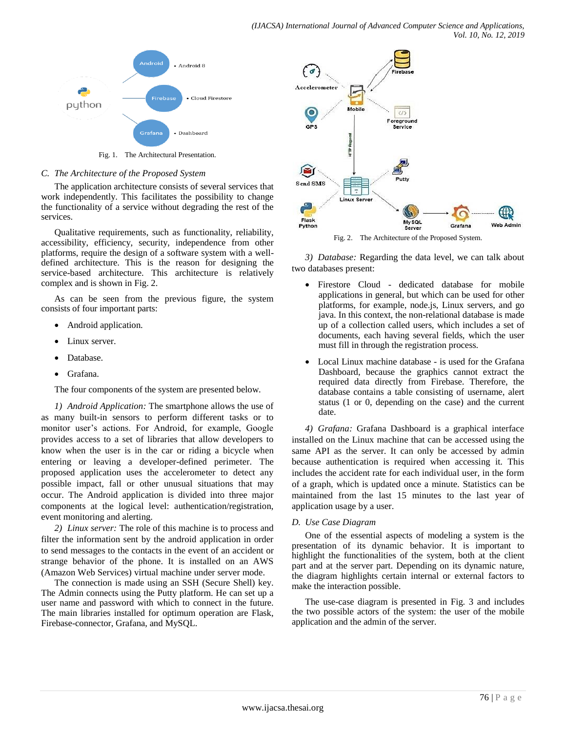Fig. 1. The Architectural Presentation.

### C. The Architecture of the Proposed System

The application architecture consists of several services that work independently. This facilitates the possibility to change the functionality of a service without degrading the rest of the services.

Qualitative requirements, such as functionality, reliability, accessibility, efficiency, security, independence from other platforms, require the design of a software system with a well-defined architecture. This is the reason for designing the service-based architecture. This architecture is relatively complex and is shown in Fig. 2.

As can be seen from the previous figure, the system consists of four important parts:

- Android application.
- Linux server.
- Database.
- Grafana.

The four components of the system are presented below.

*1) Android Application:* The smartphone allows the use of as many built-in sensors to perform different tasks or to monitor user's actions. For Android, for example, Google provides access to a set of libraries that allow developers to know when the user is in the car or riding a bicycle when entering or leaving a developer-defined perimeter. The proposed application uses the accelerometer to detect any possible impact, fall or other unusual situations that may occur. The Android application is divided into three major components at the logical level: authentication/registration, event monitoring and alerting.

*2) Linux server:* The role of this machine is to process and filter the information sent by the android application in order to send messages to the contacts in the event of an accident or strange behavior of the phone. It is installed on an AWS (Amazon Web Services) virtual machine under server mode.

The connection is made using an SSH (Secure Shell) key. The Admin connects using the Putty platform. He can set up a user name and password with which to connect in the future. The main libraries installed for optimum operation are Flask, Firebase-connector, Grafana, and MySQL.

Fig. 2. The Architecture of the Proposed System.

*3) Database:* Regarding the data level, we can talk about two databases present:

- Firestore Cloud - dedicated database for mobile applications in general, but which can be used for other platforms, for example, node.js, Linux servers, and go java. In this context, the non-relational database is made up of a collection called users, which includes a set of documents, each having several fields, which the user must fill in through the registration process.
- Local Linux machine database - is used for the Grafana Dashboard, because the graphics cannot extract the required data directly from Firebase. Therefore, the database contains a table consisting of username, alert status (1 or 0, depending on the case) and the current date.

*4) Grafana:* Grafana Dashboard is a graphical interface installed on the Linux machine that can be accessed using the same API as the server. It can only be accessed by admin because authentication is required when accessing it. This includes the accident rate for each individual user, in the form of a graph, which is updated once a minute. Statistics can be maintained from the last 15 minutes to the last year of application usage by a user.

### D. Use Case Diagram

One of the essential aspects of modeling a system is the presentation of its dynamic behavior. It is important to highlight the functionalities of the system, both at the client part and at the server part. Depending on its dynamic nature, the diagram highlights certain internal or external factors to make the interaction possible.

The use-case diagram is presented in Fig. 3 and includes the two possible actors of the system: the user of the mobile application and the admin of the server.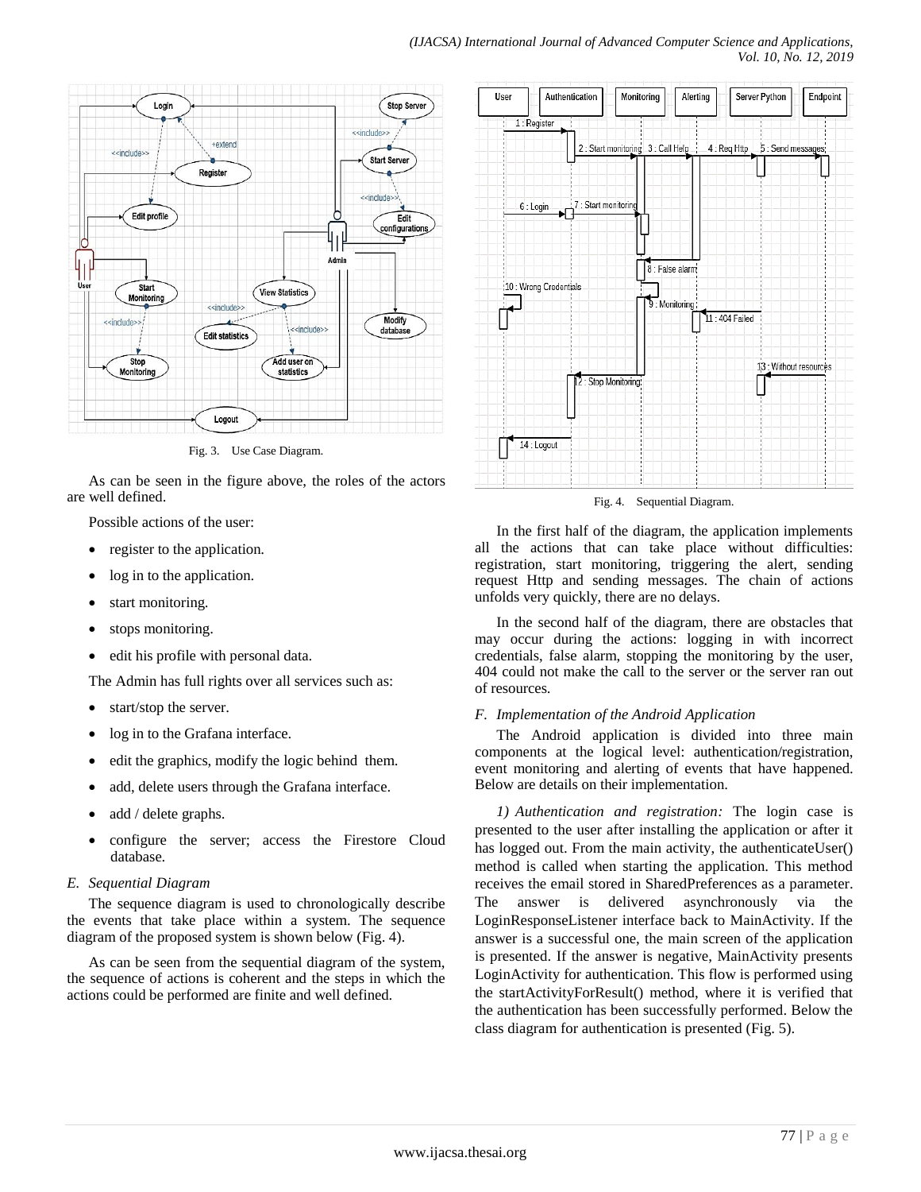Fig. 3. Use Case Diagram.

As can be seen in the figure above, the roles of the actors are well defined.

Possible actions of the user:

- register to the application.
- log in to the application.
- start monitoring.
- stops monitoring.
- edit his profile with personal data.

The Admin has full rights over all services such as:

- start/stop the server.
- log in to the Grafana interface.
- edit the graphics, modify the logic behind them.
- add, delete users through the Grafana interface.
- add / delete graphs.
- configure the server; access the Firestore Cloud database.

### *E. Sequential Diagram*

The sequence diagram is used to chronologically describe the events that take place within a system. The sequence diagram of the proposed system is shown below (Fig. 4).

As can be seen from the sequential diagram of the system, the sequence of actions is coherent and the steps in which the actions could be performed are finite and well defined.

Fig. 4. Sequential Diagram.

In the first half of the diagram, the application implements all the actions that can take place without difficulties: registration, start monitoring, triggering the alert, sending request Http and sending messages. The chain of actions unfolds very quickly, there are no delays.

In the second half of the diagram, there are obstacles that may occur during the actions: logging in with incorrect credentials, false alarm, stopping the monitoring by the user, 404 could not make the call to the server or the server ran out of resources.

### *F. Implementation of the Android Application*

The Android application is divided into three main components at the logical level: authentication/registration, event monitoring and alerting of events that have happened. Below are details on their implementation.

*1) Authentication and registration:* The login case is presented to the user after installing the application or after it has logged out. From the main activity, the authenticateUser() method is called when starting the application. This method receives the email stored in SharedPreferences as a parameter. The answer is delivered asynchronously via the LoginResponseListener interface back to MainActivity. If the answer is a successful one, the main screen of the application is presented. If the answer is negative, MainActivity presents LoginActivity for authentication. This flow is performed using the startActivityForResult() method, where it is verified that the authentication has been successfully performed. Below the class diagram for authentication is presented (Fig. 5).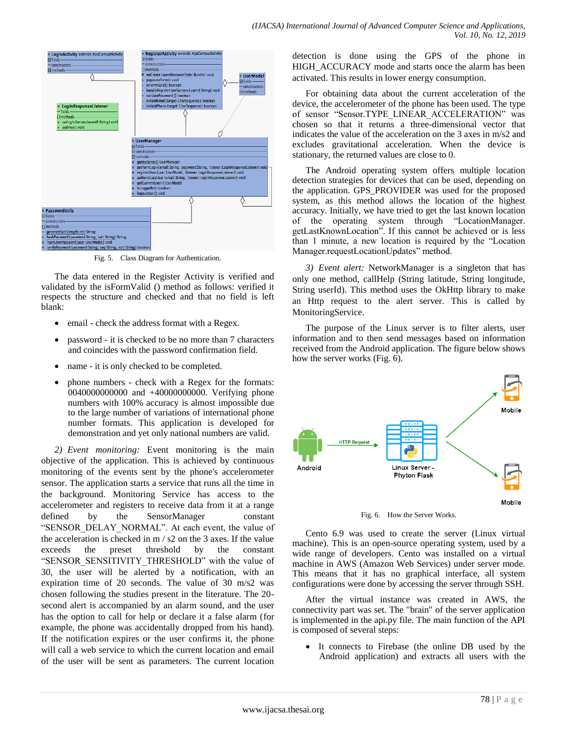Fig. 5. Class Diagram for Authentication.

The data entered in the Register Activity is verified and validated by the isFormValid () method as follows: verified it respects the structure and checked and that no field is left blank:

- email - check the address format with a Regex.
- password - it is checked to be no more than 7 characters and coincides with the password confirmation field.
- name - it is only checked to be completed.
- phone numbers - check with a Regex for the formats: 0040000000000 and +40000000000. Verifying phone numbers with 100% accuracy is almost impossible due to the large number of variations of international phone number formats. This application is developed for demonstration and yet only national numbers are valid.

*2) Event monitoring:* Event monitoring is the main objective of the application. This is achieved by continuous monitoring of the events sent by the phone's accelerometer sensor. The application starts a service that runs all the time in the background. Monitoring Service has access to the accelerometer and registers to receive data from it at a range defined by the SensorManager constant "SENSOR_DELAY_NORMAL". At each event, the value of the acceleration is checked in m / s2 on the 3 axes. If the value exceeds the preset threshold by the constant "SENSOR_SENSITIVITY_THRESHOLD" with the value of 30, the user will be alerted by a notification, with an expiration time of 20 seconds. The value of 30 m/s2 was chosen following the studies present in the literature. The 20-second alert is accompanied by an alarm sound, and the user has the option to call for help or declare it a false alarm (for example, the phone was accidentally dropped from his hand). If the notification expires or the user confirms it, the phone will call a web service to which the current location and email of the user will be sent as parameters. The current location detection is done using the GPS of the phone in HIGH_ACCURACY mode and starts once the alarm has been activated. This results in lower energy consumption.

For obtaining data about the current acceleration of the device, the accelerometer of the phone has been used. The type of sensor "Sensor.TYPE_LINEAR_ACCELERATION" was chosen so that it returns a three-dimensional vector that indicates the value of the acceleration on the 3 axes in m/s2 and excludes gravitational acceleration. When the device is stationary, the returned values are close to 0.

The Android operating system offers multiple location detection strategies for devices that can be used, depending on the application. GPS_PROVIDER was used for the proposed system, as this method allows the location of the highest accuracy. Initially, we have tried to get the last known location of the operating system through "LocationManager. getLastKnownLocation". If this cannot be achieved or is less than 1 minute, a new location is required by the "Location Manager.requestLocationUpdates" method.

*3) Event alert:* NetworkManager is a singleton that has only one method, callHelp (String latitude, String longitude, String userId). This method uses the OkHttp library to make an Http request to the alert server. This is called by MonitoringService.

The purpose of the Linux server is to filter alerts, user information and to then send messages based on information received from the Android application. The figure below shows how the server works (Fig. 6).

Fig. 6. How the Server Works.

Cento 6.9 was used to create the server (Linux virtual machine). This is an open-source operating system, used by a wide range of developers. Cento was installed on a virtual machine in AWS (Amazon Web Services) under server mode. This means that it has no graphical interface, all system configurations were done by accessing the server through SSH.

After the virtual instance was created in AWS, the connectivity part was set. The "brain" of the server application is implemented in the api.py file. The main function of the API is composed of several steps:

- It connects to Firebase (the online DB used by the Android application) and extracts all users with the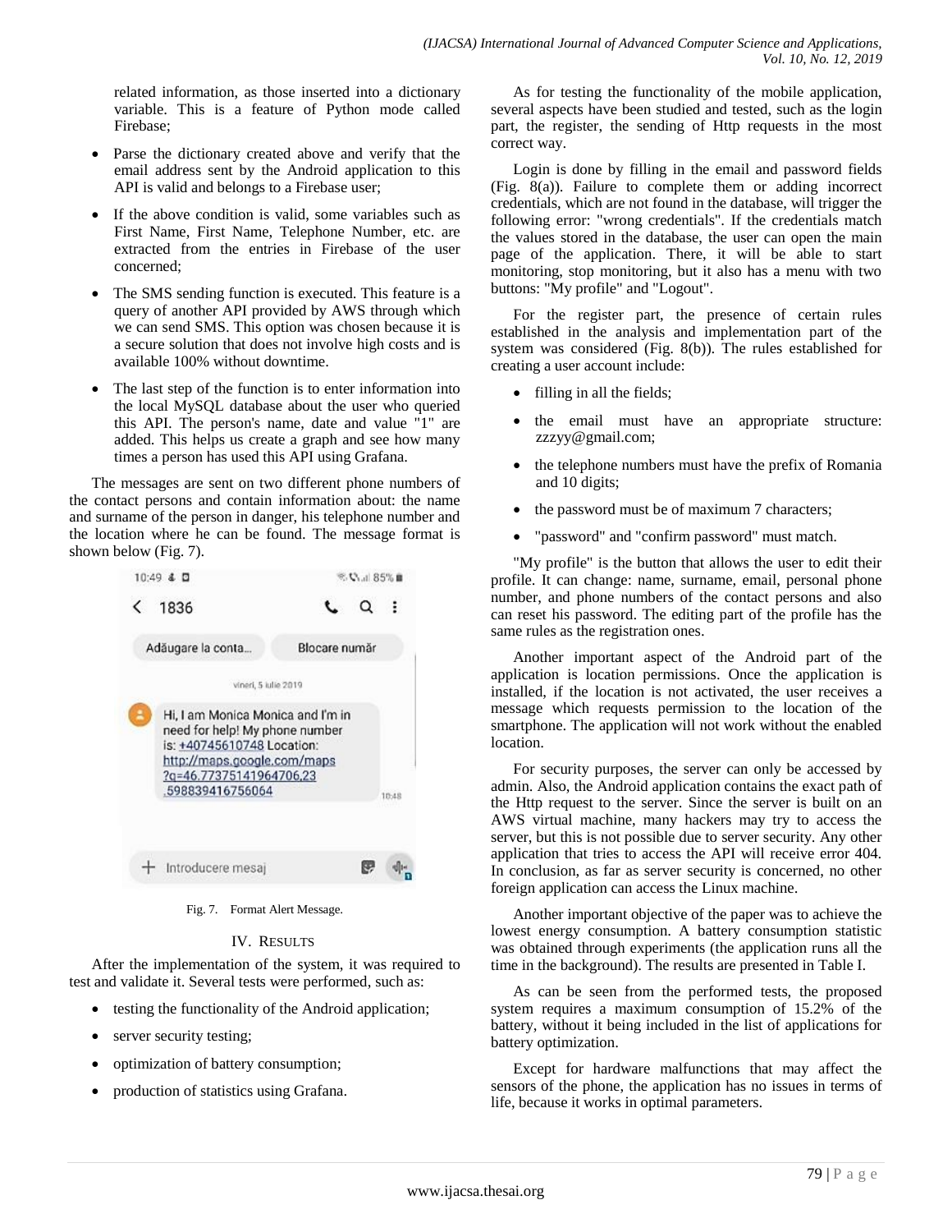related information, as those inserted into a dictionary variable. This is a feature of Python mode called Firebase;

- Parse the dictionary created above and verify that the email address sent by the Android application to this API is valid and belongs to a Firebase user;
- If the above condition is valid, some variables such as First Name, First Name, Telephone Number, etc. are extracted from the entries in Firebase of the user concerned;
- The SMS sending function is executed. This feature is a query of another API provided by AWS through which we can send SMS. This option was chosen because it is a secure solution that does not involve high costs and is available 100% without downtime.
- The last step of the function is to enter information into the local MySQL database about the user who queried this API. The person's name, date and value "1" are added. This helps us create a graph and see how many times a person has used this API using Grafana.

The messages are sent on two different phone numbers of the contact persons and contain information about: the name and surname of the person in danger, his telephone number and the location where he can be found. The message format is shown below (Fig. 7).

Fig. 7. Format Alert Message.

## IV. Results

After the implementation of the system, it was required to test and validate it. Several tests were performed, such as:

- testing the functionality of the Android application;
- server security testing;
- optimization of battery consumption;
- production of statistics using Grafana.

As for testing the functionality of the mobile application, several aspects have been studied and tested, such as the login part, the register, the sending of Http requests in the most correct way.

Login is done by filling in the email and password fields (Fig. 8(a)). Failure to complete them or adding incorrect credentials, which are not found in the database, will trigger the following error: "wrong credentials". If the credentials match the values stored in the database, the user can open the main page of the application. There, it will be able to start monitoring, stop monitoring, but it also has a menu with two buttons: "My profile" and "Logout".

For the register part, the presence of certain rules established in the analysis and implementation part of the system was considered (Fig. 8(b)). The rules established for creating a user account include:

- filling in all the fields;
- the email must have an appropriate structure: zzzyy@gmail.com;
- the telephone numbers must have the prefix of Romania and 10 digits;
- the password must be of maximum 7 characters;
- "password" and "confirm password" must match.

"My profile" is the button that allows the user to edit their profile. It can change: name, surname, email, personal phone number, and phone numbers of the contact persons and also can reset his password. The editing part of the profile has the same rules as the registration ones.

Another important aspect of the Android part of the application is location permissions. Once the application is installed, if the location is not activated, the user receives a message which requests permission to the location of the smartphone. The application will not work without the enabled location.

For security purposes, the server can only be accessed by admin. Also, the Android application contains the exact path of the Http request to the server. Since the server is built on an AWS virtual machine, many hackers may try to access the server, but this is not possible due to server security. Any other application that tries to access the API will receive error 404. In conclusion, as far as server security is concerned, no other foreign application can access the Linux machine.

Another important objective of the paper was to achieve the lowest energy consumption. A battery consumption statistic was obtained through experiments (the application runs all the time in the background). The results are presented in Table I.

As can be seen from the performed tests, the proposed system requires a maximum consumption of 15.2% of the battery, without it being included in the list of applications for battery optimization.

Except for hardware malfunctions that may affect the sensors of the phone, the application has no issues in terms of life, because it works in optimal parameters.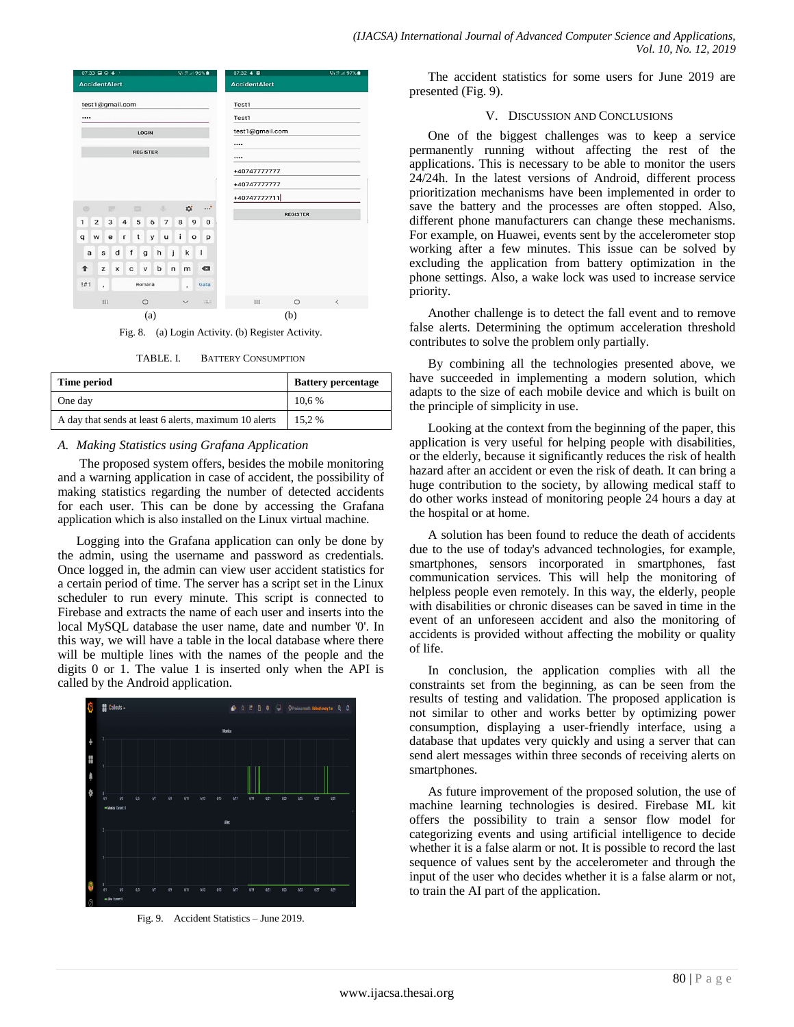Fig. 8. (a) Login Activity. (b) Register Activity.

TABLE. I. BATTERY CONSUMPTION

| Time period | Battery percentage |
|---|---|
| One day | 10,6 % |
| A day that sends at least 6 alerts, maximum 10 alerts | 15,2 % |

### A. Making Statistics using Grafana Application

The proposed system offers, besides the mobile monitoring and a warning application in case of accident, the possibility of making statistics regarding the number of detected accidents for each user. This can be done by accessing the Grafana application which is also installed on the Linux virtual machine.

Logging into the Grafana application can only be done by the admin, using the username and password as credentials. Once logged in, the admin can view user accident statistics for a certain period of time. The server has a script set in the Linux scheduler to run every minute. This script is connected to Firebase and extracts the name of each user and inserts into the local MySQL database the user name, date and number '0'. In this way, we will have a table in the local database where there will be multiple lines with the names of the people and the digits 0 or 1. The value 1 is inserted only when the API is called by the Android application.

Fig. 9. Accident Statistics – June 2019.

The accident statistics for some users for June 2019 are presented (Fig. 9).

## V. Discussion and Conclusions

One of the biggest challenges was to keep a service permanently running without affecting the rest of the applications. This is necessary to be able to monitor the users 24/24h. In the latest versions of Android, different process prioritization mechanisms have been implemented in order to save the battery and the processes are often stopped. Also, different phone manufacturers can change these mechanisms. For example, on Huawei, events sent by the accelerometer stop working after a few minutes. This issue can be solved by excluding the application from battery optimization in the phone settings. Also, a wake lock was used to increase service priority.

Another challenge is to detect the fall event and to remove false alerts. Determining the optimum acceleration threshold contributes to solve the problem only partially.

By combining all the technologies presented above, we have succeeded in implementing a modern solution, which adapts to the size of each mobile device and which is built on the principle of simplicity in use.

Looking at the context from the beginning of the paper, this application is very useful for helping people with disabilities, or the elderly, because it significantly reduces the risk of health hazard after an accident or even the risk of death. It can bring a huge contribution to the society, by allowing medical staff to do other works instead of monitoring people 24 hours a day at the hospital or at home.

A solution has been found to reduce the death of accidents due to the use of today's advanced technologies, for example, smartphones, sensors incorporated in smartphones, fast communication services. This will help the monitoring of helpless people even remotely. In this way, the elderly, people with disabilities or chronic diseases can be saved in time in the event of an unforeseen accident and also the monitoring of accidents is provided without affecting the mobility or quality of life.

In conclusion, the application complies with all the constraints set from the beginning, as can be seen from the results of testing and validation. The proposed application is not similar to other and works better by optimizing power consumption, displaying a user-friendly interface, using a database that updates very quickly and using a server that can send alert messages within three seconds of receiving alerts on smartphones.

As future improvement of the proposed solution, the use of machine learning technologies is desired. Firebase ML kit offers the possibility to train a sensor flow model for categorizing events and using artificial intelligence to decide whether it is a false alarm or not. It is possible to record the last sequence of values sent by the accelerometer and through the input of the user who decides whether it is a false alarm or not, to train the AI part of the application.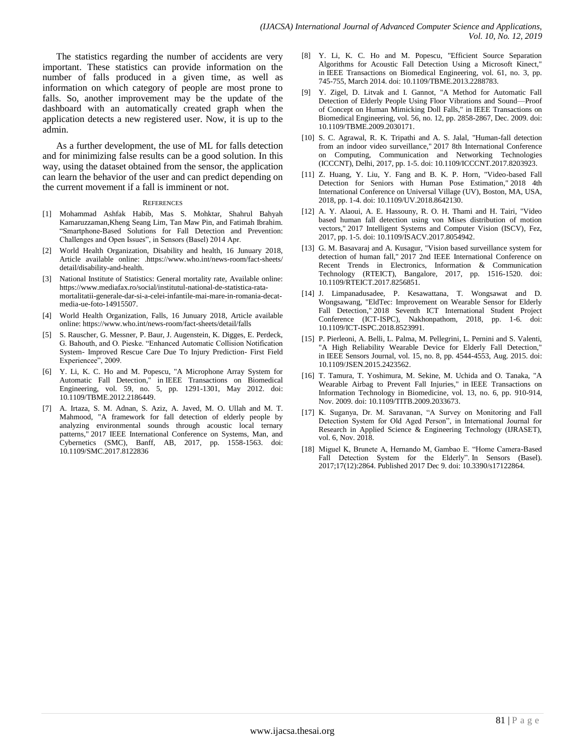The statistics regarding the number of accidents are very important. These statistics can provide information on the number of falls produced in a given time, as well as information on which category of people are most prone to falls. So, another improvement may be the update of the dashboard with an automatically created graph when the application detects a new registered user. Now, it is up to the admin.

As a further development, the use of ML for falls detection and for minimizing false results can be a good solution. In this way, using the dataset obtained from the sensor, the application can learn the behavior of the user and can predict depending on the current movement if a fall is imminent or not.

## References

[1] Mohammad Ashfak Habib, Mas S. Mohktar, Shahrul Bahyah Kamaruzzaman,Kheng Seang Lim, Tan Maw Pin, and Fatimah Ibrahim. "Smartphone-Based Solutions for Fall Detection and Prevention: Challenges and Open Issues", in Sensors (Basel) 2014 Apr.

[2] World Health Organization, Disability and health, 16 Junuary 2018, Article available online: .https://www.who.int/news-room/fact-sheets/detail/disability-and-health.

[3] National Institute of Statistics: General mortality rate, Available online: https://www.mediafax.ro/social/institutul-national-de-statistica-rata-mortalitatii-generale-dar-si-a-celei-infantile-mai-mare-in-romania-decat-media-ue-foto-14915507.

[4] World Health Organization, Falls, 16 Junuary 2018, Article available online: https://www.who.int/news-room/fact-sheets/detail/falls

[5] S. Rauscher, G. Messner, P. Baur, J. Augenstein, K. Digges, E. Perdeck, G. Bahouth, and O. Pieske. "Enhanced Automatic Collision Notification System- Improved Rescue Care Due To Injury Prediction- First Field Experiencee", 2009.

[6] Y. Li, K. C. Ho and M. Popescu, "A Microphone Array System for Automatic Fall Detection," in IEEE Transactions on Biomedical Engineering, vol. 59, no. 5, pp. 1291-1301, May 2012. doi: 10.1109/TBME.2012.2186449.

[7] A. Irtaza, S. M. Adnan, S. Aziz, A. Javed, M. O. Ullah and M. T. Mahmood, "A framework for fall detection of elderly people by analyzing environmental sounds through acoustic local ternary patterns," 2017 IEEE International Conference on Systems, Man, and Cybernetics (SMC), Banff, AB, 2017, pp. 1558-1563. doi: 10.1109/SMC.2017.8122836

[8] Y. Li, K. C. Ho and M. Popescu, "Efficient Source Separation Algorithms for Acoustic Fall Detection Using a Microsoft Kinect," in IEEE Transactions on Biomedical Engineering, vol. 61, no. 3, pp. 745-755, March 2014. doi: 10.1109/TBME.2013.2288783.

[9] Y. Zigel, D. Litvak and I. Gannot, "A Method for Automatic Fall Detection of Elderly People Using Floor Vibrations and Sound—Proof of Concept on Human Mimicking Doll Falls," in IEEE Transactions on Biomedical Engineering, vol. 56, no. 12, pp. 2858-2867, Dec. 2009. doi: 10.1109/TBME.2009.2030171.

[10] S. C. Agrawal, R. K. Tripathi and A. S. Jalal, "Human-fall detection from an indoor video surveillance," 2017 8th International Conference on Computing, Communication and Networking Technologies (ICCCNT), Delhi, 2017, pp. 1-5. doi: 10.1109/ICCCNT.2017.8203923.

[11] Z. Huang, Y. Liu, Y. Fang and B. K. P. Horn, "Video-based Fall Detection for Seniors with Human Pose Estimation," 2018 4th International Conference on Universal Village (UV), Boston, MA, USA, 2018, pp. 1-4. doi: 10.1109/UV.2018.8642130.

[12] A. Y. Alaoui, A. E. Hassouny, R. O. H. Thami and H. Tairi, "Video based human fall detection using von Mises distribution of motion vectors," 2017 Intelligent Systems and Computer Vision (ISCV), Fez, 2017, pp. 1-5. doi: 10.1109/ISACV.2017.8054942.

[13] G. M. Basavaraj and A. Kusagur, "Vision based surveillance system for detection of human fall," 2017 2nd IEEE International Conference on Recent Trends in Electronics, Information & Communication Technology (RTEICT), Bangalore, 2017, pp. 1516-1520. doi: 10.1109/RTEICT.2017.8256851.

[14] J. Limpanadusadee, P. Kesawattana, T. Wongsawat and D. Wongsawang, "EldTec: Improvement on Wearable Sensor for Elderly Fall Detection," 2018 Seventh ICT International Student Project Conference (ICT-ISPC), Nakhonpathom, 2018, pp. 1-6. doi: 10.1109/ICT-ISPC.2018.8523991.

[15] P. Pierleoni, A. Belli, L. Palma, M. Pellegrini, L. Pernini and S. Valenti, "A High Reliability Wearable Device for Elderly Fall Detection," in IEEE Sensors Journal, vol. 15, no. 8, pp. 4544-4553, Aug. 2015. doi: 10.1109/JSEN.2015.2423562.

[16] T. Tamura, T. Yoshimura, M. Sekine, M. Uchida and O. Tanaka, "A Wearable Airbag to Prevent Fall Injuries," in IEEE Transactions on Information Technology in Biomedicine, vol. 13, no. 6, pp. 910-914, Nov. 2009. doi: 10.1109/TITB.2009.2033673.

[17] K. Suganya, Dr. M. Saravanan, "A Survey on Monitoring and Fall Detection System for Old Aged Person", in International Journal for Research in Applied Science & Engineering Technology (IJRASET), vol. 6, Nov. 2018.

[18] Miguel K, Brunete A, Hernando M, Gambao E. "Home Camera-Based Fall Detection System for the Elderly". In Sensors (Basel). 2017;17(12):2864. Published 2017 Dec 9. doi: 10.3390/s17122864.